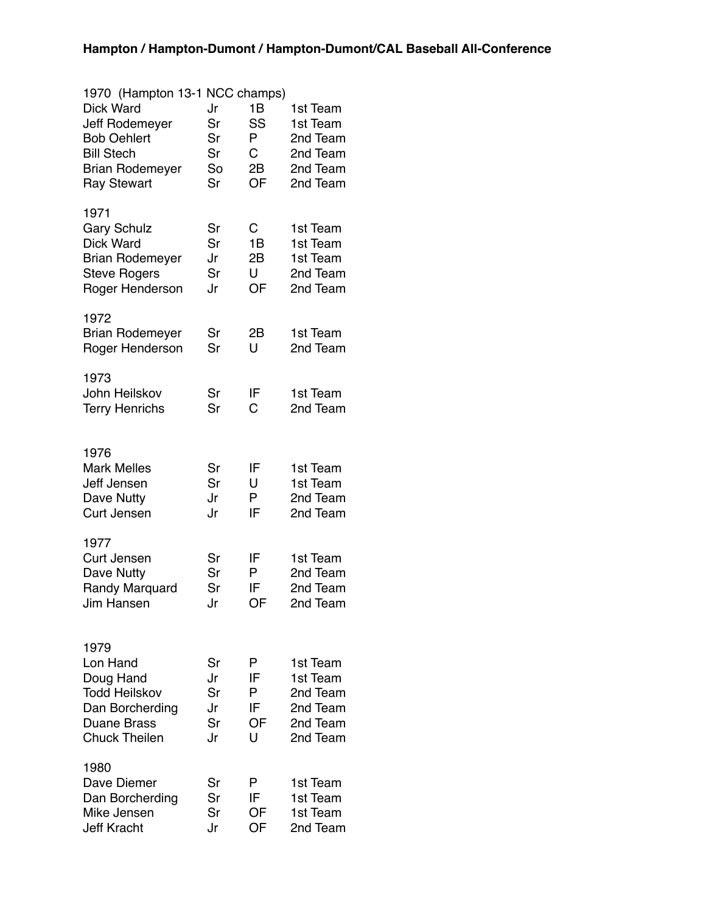# Hampton / Hampton-Dumont / Hampton-Dumont/CAL Baseball All-Conference

### 1970 (Hampton 13-1 NCC champs)

| | | | |
|---|---|---|---|
| Dick Ward | Jr | 1B | 1st Team |
| Jeff Rodemeyer | Sr | SS | 1st Team |
| Bob Oehlert | Sr | P | 2nd Team |
| Bill Stech | Sr | C | 2nd Team |
| Brian Rodemeyer | So | 2B | 2nd Team |
| Ray Stewart | Sr | OF | 2nd Team |

### 1971

| | | | |
|---|---|---|---|
| Gary Schulz | Sr | C | 1st Team |
| Dick Ward | Sr | 1B | 1st Team |
| Brian Rodemeyer | Jr | 2B | 1st Team |
| Steve Rogers | Sr | U | 2nd Team |
| Roger Henderson | Jr | OF | 2nd Team |

### 1972

| | | | |
|---|---|---|---|
| Brian Rodemeyer | Sr | 2B | 1st Team |
| Roger Henderson | Sr | U | 2nd Team |

### 1973

| | | | |
|---|---|---|---|
| John Heilskov | Sr | IF | 1st Team |
| Terry Henrichs | Sr | C | 2nd Team |

### 1976

| | | | |
|---|---|---|---|
| Mark Melles | Sr | IF | 1st Team |
| Jeff Jensen | Sr | U | 1st Team |
| Dave Nutty | Jr | P | 2nd Team |
| Curt Jensen | Jr | IF | 2nd Team |

### 1977

| | | | |
|---|---|---|---|
| Curt Jensen | Sr | IF | 1st Team |
| Dave Nutty | Sr | P | 2nd Team |
| Randy Marquard | Sr | IF | 2nd Team |
| Jim Hansen | Jr | OF | 2nd Team |

### 1979

| | | | |
|---|---|---|---|
| Lon Hand | Sr | P | 1st Team |
| Doug Hand | Jr | IF | 1st Team |
| Todd Heilskov | Sr | P | 2nd Team |
| Dan Borcherding | Jr | IF | 2nd Team |
| Duane Brass | Sr | OF | 2nd Team |
| Chuck Theilen | Jr | U | 2nd Team |

### 1980

| | | | |
|---|---|---|---|
| Dave Diemer | Sr | P | 1st Team |
| Dan Borcherding | Sr | IF | 1st Team |
| Mike Jensen | Sr | OF | 1st Team |
| Jeff Kracht | Jr | OF | 2nd Team |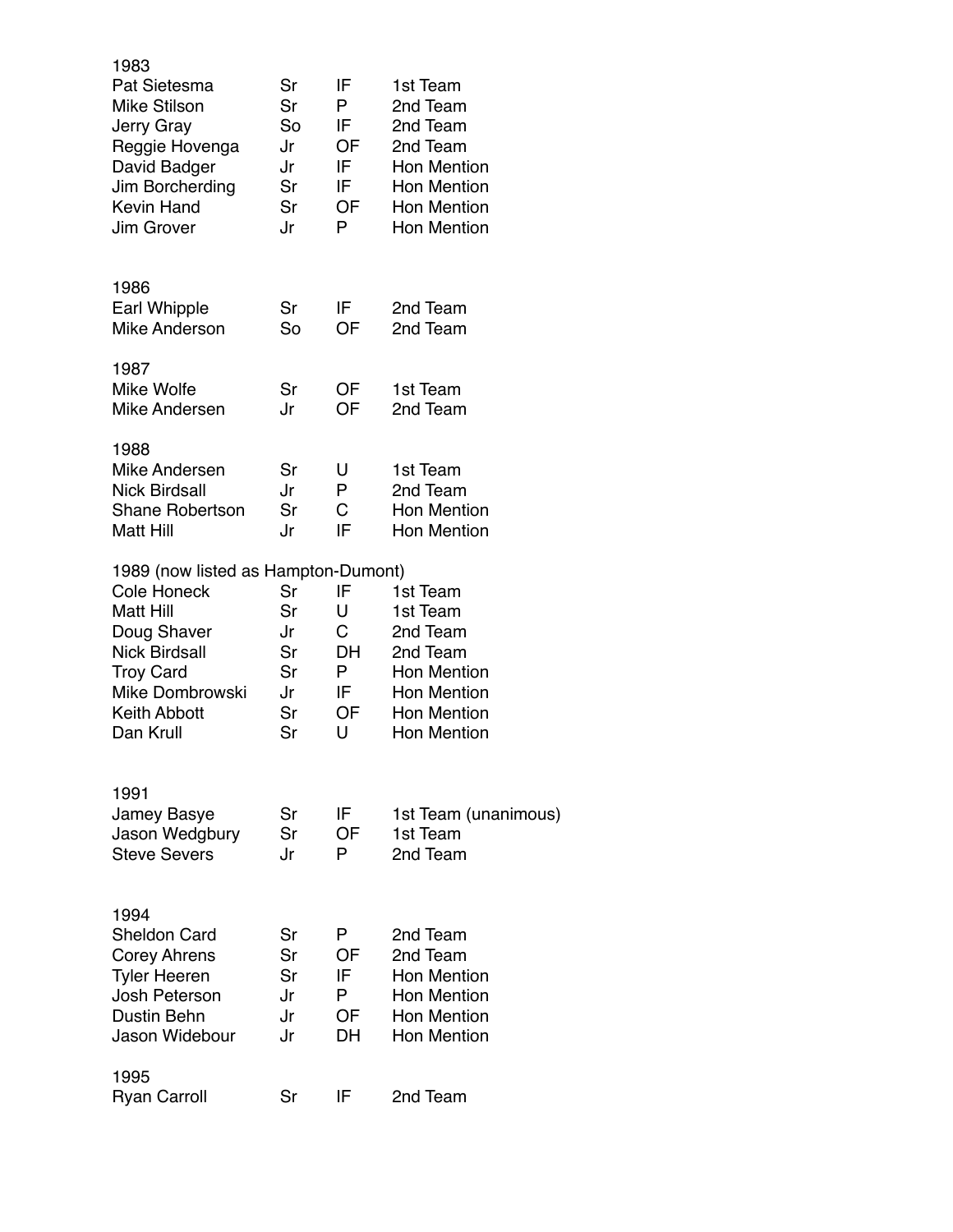1983

| | | | |
|---|---|---|---|
| Pat Sietesma | Sr | IF | 1st Team |
| Mike Stilson | Sr | P | 2nd Team |
| Jerry Gray | So | IF | 2nd Team |
| Reggie Hovenga | Jr | OF | 2nd Team |
| David Badger | Jr | IF | Hon Mention |
| Jim Borcherding | Sr | IF | Hon Mention |
| Kevin Hand | Sr | OF | Hon Mention |
| Jim Grover | Jr | P | Hon Mention |

1986

| | | | |
|---|---|---|---|
| Earl Whipple | Sr | IF | 2nd Team |
| Mike Anderson | So | OF | 2nd Team |

1987

| | | | |
|---|---|---|---|
| Mike Wolfe | Sr | OF | 1st Team |
| Mike Andersen | Jr | OF | 2nd Team |

1988

| | | | |
|---|---|---|---|
| Mike Andersen | Sr | U | 1st Team |
| Nick Birdsall | Jr | P | 2nd Team |
| Shane Robertson | Sr | C | Hon Mention |
| Matt Hill | Jr | IF | Hon Mention |

1989 (now listed as Hampton-Dumont)

| | | | |
|---|---|---|---|
| Cole Honeck | Sr | IF | 1st Team |
| Matt Hill | Sr | U | 1st Team |
| Doug Shaver | Jr | C | 2nd Team |
| Nick Birdsall | Sr | DH | 2nd Team |
| Troy Card | Sr | P | Hon Mention |
| Mike Dombrowski | Jr | IF | Hon Mention |
| Keith Abbott | Sr | OF | Hon Mention |
| Dan Krull | Sr | U | Hon Mention |

1991

| | | | |
|---|---|---|---|
| Jamey Basye | Sr | IF | 1st Team (unanimous) |
| Jason Wedgbury | Sr | OF | 1st Team |
| Steve Severs | Jr | P | 2nd Team |

1994

| | | | |
|---|---|---|---|
| Sheldon Card | Sr | P | 2nd Team |
| Corey Ahrens | Sr | OF | 2nd Team |
| Tyler Heeren | Sr | IF | Hon Mention |
| Josh Peterson | Jr | P | Hon Mention |
| Dustin Behn | Jr | OF | Hon Mention |
| Jason Widebour | Jr | DH | Hon Mention |

1995

| | | | |
|---|---|---|---|
| Ryan Carroll | Sr | IF | 2nd Team |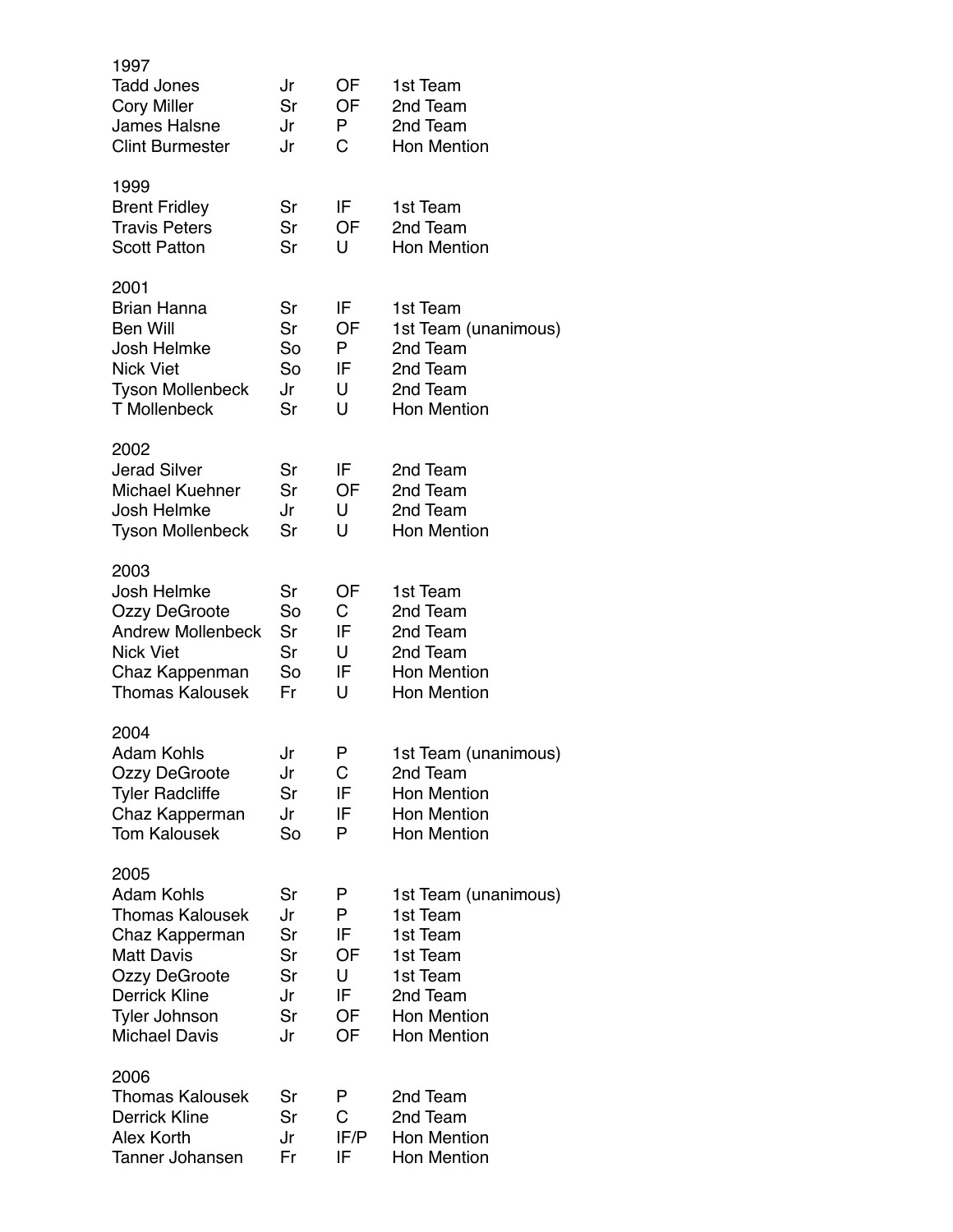## 1997

| Name | Class | Pos | Honor |
|---|---|---|---|
| Tadd Jones | Jr | OF | 1st Team |
| Cory Miller | Sr | OF | 2nd Team |
| James Halsne | Jr | P | 2nd Team |
| Clint Burmester | Jr | C | Hon Mention |

## 1999

| Name | Class | Pos | Honor |
|---|---|---|---|
| Brent Fridley | Sr | IF | 1st Team |
| Travis Peters | Sr | OF | 2nd Team |
| Scott Patton | Sr | U | Hon Mention |

## 2001

| Name | Class | Pos | Honor |
|---|---|---|---|
| Brian Hanna | Sr | IF | 1st Team |
| Ben Will | Sr | OF | 1st Team (unanimous) |
| Josh Helmke | So | P | 2nd Team |
| Nick Viet | So | IF | 2nd Team |
| Tyson Mollenbeck | Jr | U | 2nd Team |
| T Mollenbeck | Sr | U | Hon Mention |

## 2002

| Name | Class | Pos | Honor |
|---|---|---|---|
| Jerad Silver | Sr | IF | 2nd Team |
| Michael Kuehner | Sr | OF | 2nd Team |
| Josh Helmke | Jr | U | 2nd Team |
| Tyson Mollenbeck | Sr | U | Hon Mention |

## 2003

| Name | Class | Pos | Honor |
|---|---|---|---|
| Josh Helmke | Sr | OF | 1st Team |
| Ozzy DeGroote | So | C | 2nd Team |
| Andrew Mollenbeck | Sr | IF | 2nd Team |
| Nick Viet | Sr | U | 2nd Team |
| Chaz Kappenman | So | IF | Hon Mention |
| Thomas Kalousek | Fr | U | Hon Mention |

## 2004

| Name | Class | Pos | Honor |
|---|---|---|---|
| Adam Kohls | Jr | P | 1st Team (unanimous) |
| Ozzy DeGroote | Jr | C | 2nd Team |
| Tyler Radcliffe | Sr | IF | Hon Mention |
| Chaz Kapperman | Jr | IF | Hon Mention |
| Tom Kalousek | So | P | Hon Mention |

## 2005

| Name | Class | Pos | Honor |
|---|---|---|---|
| Adam Kohls | Sr | P | 1st Team (unanimous) |
| Thomas Kalousek | Jr | P | 1st Team |
| Chaz Kapperman | Sr | IF | 1st Team |
| Matt Davis | Sr | OF | 1st Team |
| Ozzy DeGroote | Sr | U | 1st Team |
| Derrick Kline | Jr | IF | 2nd Team |
| Tyler Johnson | Sr | OF | Hon Mention |
| Michael Davis | Jr | OF | Hon Mention |

## 2006

| Name | Class | Pos | Honor |
|---|---|---|---|
| Thomas Kalousek | Sr | P | 2nd Team |
| Derrick Kline | Sr | C | 2nd Team |
| Alex Korth | Jr | IF/P | Hon Mention |
| Tanner Johansen | Fr | IF | Hon Mention |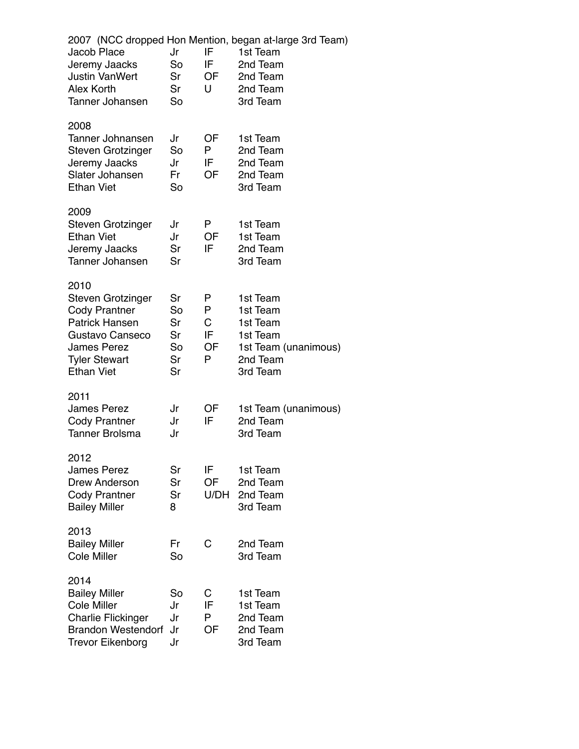2007 (NCC dropped Hon Mention, began at-large 3rd Team)

| | | | |
|---|---|---|---|
| Jacob Place | Jr | IF | 1st Team |
| Jeremy Jaacks | So | IF | 2nd Team |
| Justin VanWert | Sr | OF | 2nd Team |
| Alex Korth | Sr | U | 2nd Team |
| Tanner Johansen | So | | 3rd Team |

2008

| | | | |
|---|---|---|---|
| Tanner Johnansen | Jr | OF | 1st Team |
| Steven Grotzinger | So | P | 2nd Team |
| Jeremy Jaacks | Jr | IF | 2nd Team |
| Slater Johansen | Fr | OF | 2nd Team |
| Ethan Viet | So | | 3rd Team |

2009

| | | | |
|---|---|---|---|
| Steven Grotzinger | Jr | P | 1st Team |
| Ethan Viet | Jr | OF | 1st Team |
| Jeremy Jaacks | Sr | IF | 2nd Team |
| Tanner Johansen | Sr | | 3rd Team |

2010

| | | | |
|---|---|---|---|
| Steven Grotzinger | Sr | P | 1st Team |
| Cody Prantner | So | P | 1st Team |
| Patrick Hansen | Sr | C | 1st Team |
| Gustavo Canseco | Sr | IF | 1st Team |
| James Perez | So | OF | 1st Team (unanimous) |
| Tyler Stewart | Sr | P | 2nd Team |
| Ethan Viet | Sr | | 3rd Team |

2011

| | | | |
|---|---|---|---|
| James Perez | Jr | OF | 1st Team (unanimous) |
| Cody Prantner | Jr | IF | 2nd Team |
| Tanner Brolsma | Jr | | 3rd Team |

2012

| | | | |
|---|---|---|---|
| James Perez | Sr | IF | 1st Team |
| Drew Anderson | Sr | OF | 2nd Team |
| Cody Prantner | Sr | U/DH | 2nd Team |
| Bailey Miller | 8 | | 3rd Team |

2013

| | | | |
|---|---|---|---|
| Bailey Miller | Fr | C | 2nd Team |
| Cole Miller | So | | 3rd Team |

2014

| | | | |
|---|---|---|---|
| Bailey Miller | So | C | 1st Team |
| Cole Miller | Jr | IF | 1st Team |
| Charlie Flickinger | Jr | P | 2nd Team |
| Brandon Westendorf | Jr | OF | 2nd Team |
| Trevor Eikenborg | Jr | | 3rd Team |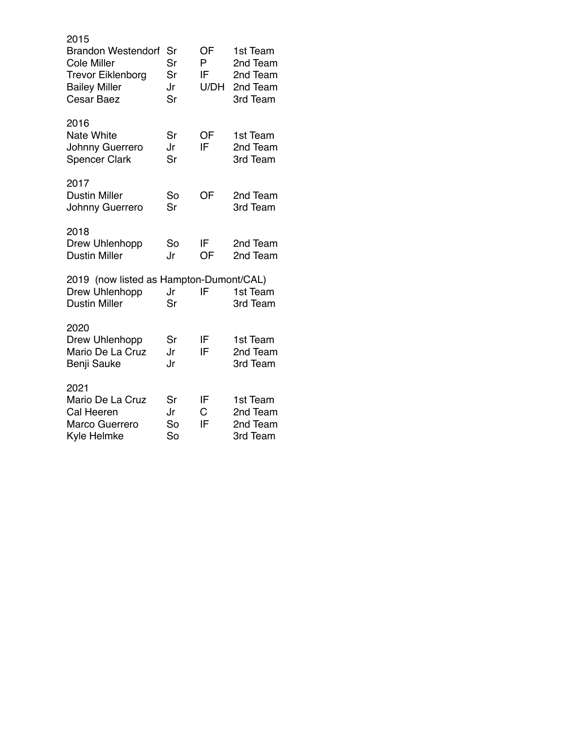2015

| | | | |
|---|---|---|---|
| Brandon Westendorf | Sr | OF | 1st Team |
| Cole Miller | Sr | P | 2nd Team |
| Trevor Eiklenborg | Sr | IF | 2nd Team |
| Bailey Miller | Jr | U/DH | 2nd Team |
| Cesar Baez | Sr | | 3rd Team |

2016

| | | | |
|---|---|---|---|
| Nate White | Sr | OF | 1st Team |
| Johnny Guerrero | Jr | IF | 2nd Team |
| Spencer Clark | Sr | | 3rd Team |

2017

| | | | |
|---|---|---|---|
| Dustin Miller | So | OF | 2nd Team |
| Johnny Guerrero | Sr | | 3rd Team |

2018

| | | | |
|---|---|---|---|
| Drew Uhlenhopp | So | IF | 2nd Team |
| Dustin Miller | Jr | OF | 2nd Team |

2019 (now listed as Hampton-Dumont/CAL)

| | | | |
|---|---|---|---|
| Drew Uhlenhopp | Jr | IF | 1st Team |
| Dustin Miller | Sr | | 3rd Team |

2020

| | | | |
|---|---|---|---|
| Drew Uhlenhopp | Sr | IF | 1st Team |
| Mario De La Cruz | Jr | IF | 2nd Team |
| Benji Sauke | Jr | | 3rd Team |

2021

| | | | |
|---|---|---|---|
| Mario De La Cruz | Sr | IF | 1st Team |
| Cal Heeren | Jr | C | 2nd Team |
| Marco Guerrero | So | IF | 2nd Team |
| Kyle Helmke | So | | 3rd Team |